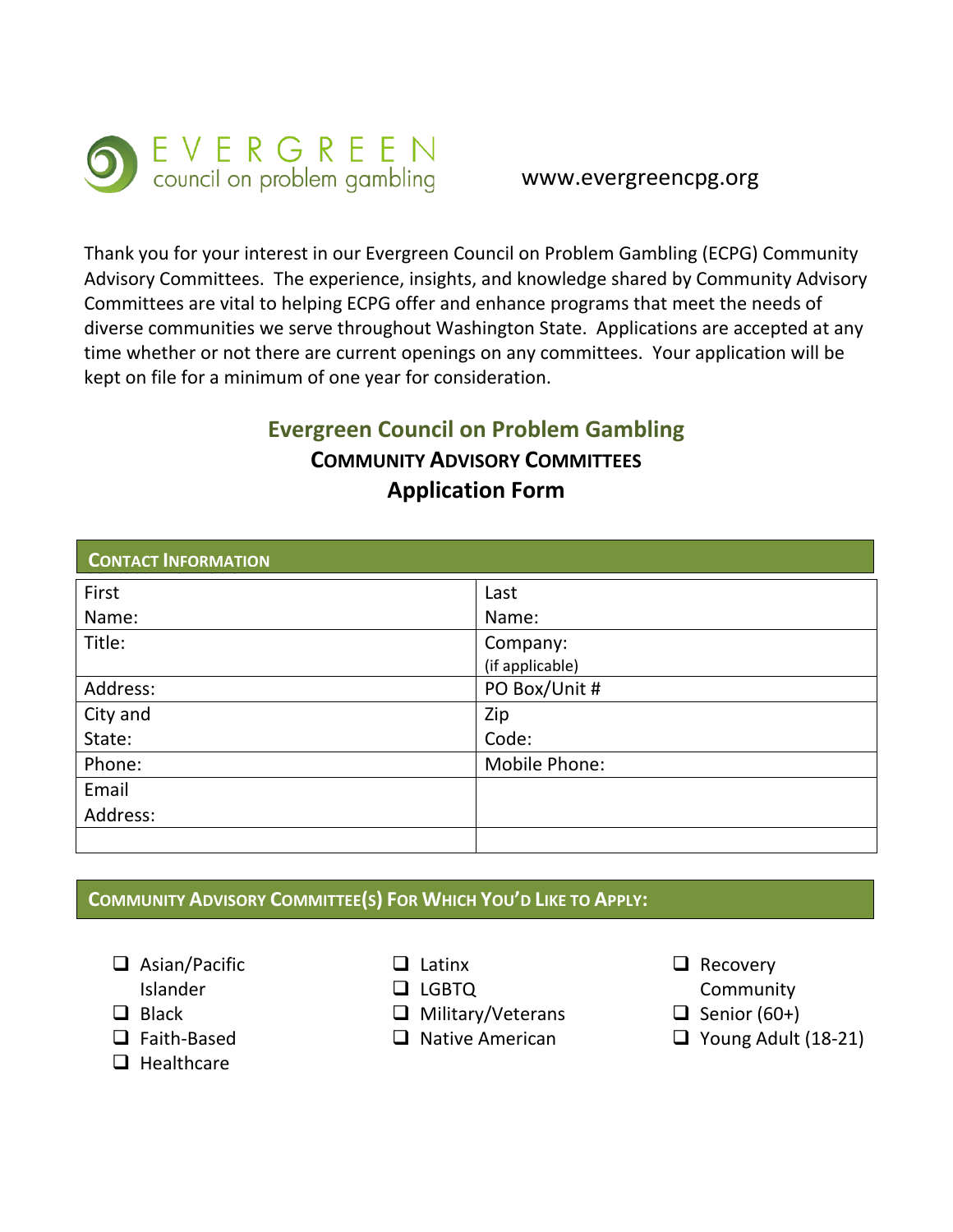EVERGREEN council on problem gambling

www.evergreencpg.org

Thank you for your interest in our Evergreen Council on Problem Gambling (ECPG) Community Advisory Committees. The experience, insights, and knowledge shared by Community Advisory Committees are vital to helping ECPG offer and enhance programs that meet the needs of diverse communities we serve throughout Washington State. Applications are accepted at any time whether or not there are current openings on any committees. Your application will be kept on file for a minimum of one year for consideration.

## Evergreen Council on Problem Gambling

### COMMUNITY ADVISORY COMMITTEES

### Application Form

| CONTACT INFORMATION | |
|---|---|
| First Name: | Last Name: |
| Title: | Company: (if applicable) |
| Address: | PO Box/Unit # |
| City and State: | Zip Code: |
| Phone: | Mobile Phone: |
| Email Address: | |
| | |

**COMMUNITY ADVISORY COMMITTEE(S) FOR WHICH YOU'D LIKE TO APPLY:**

- ❑ Asian/Pacific Islander
- ❑ Black
- ❑ Faith-Based
- ❑ Healthcare
- ❑ Latinx
- ❑ LGBTQ
- ❑ Military/Veterans
- ❑ Native American
- ❑ Recovery Community
- ❑ Senior (60+)
- ❑ Young Adult (18-21)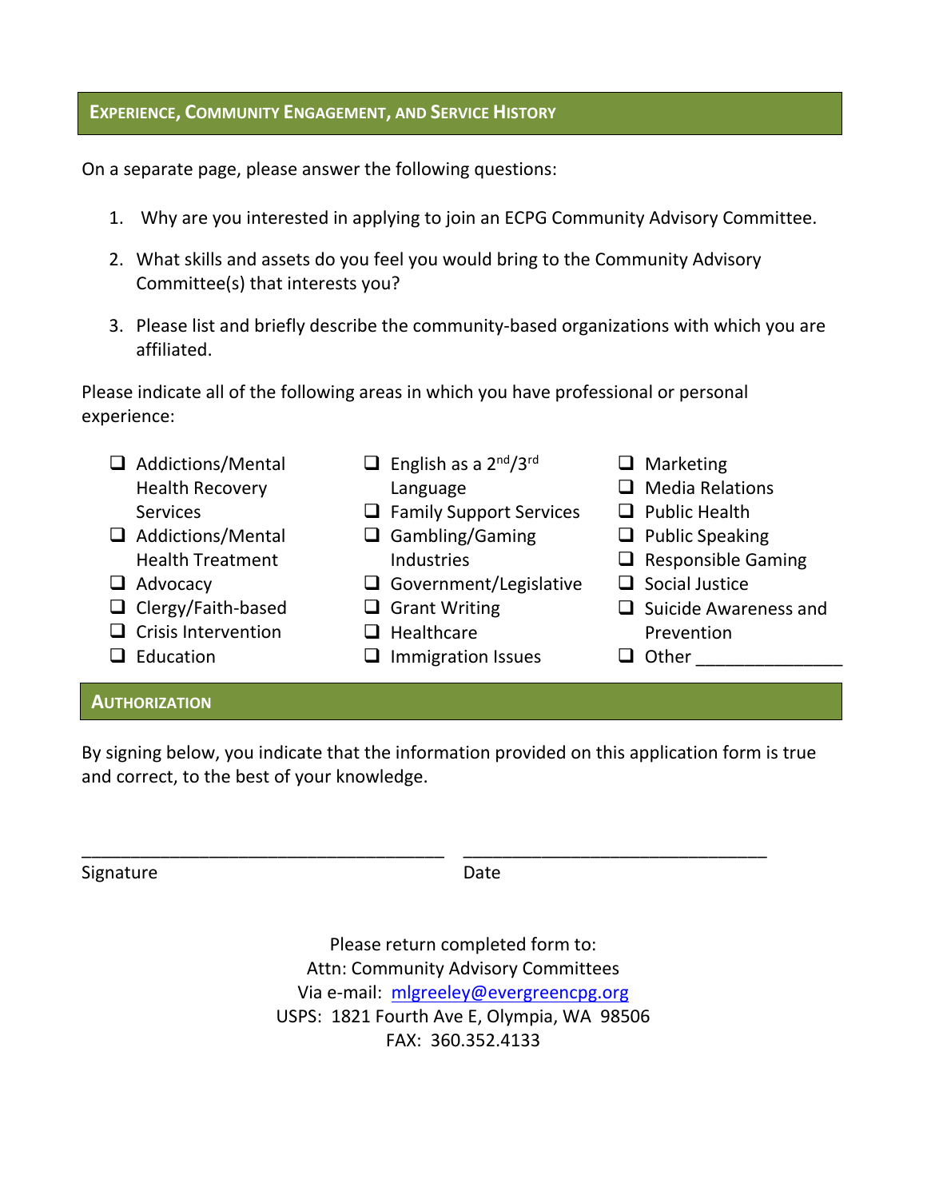## Experience, Community Engagement, and Service History

On a separate page, please answer the following questions:

1. Why are you interested in applying to join an ECPG Community Advisory Committee.
2. What skills and assets do you feel you would bring to the Community Advisory Committee(s) that interests you?
3. Please list and briefly describe the community-based organizations with which you are affiliated.

Please indicate all of the following areas in which you have professional or personal experience:

- ❑ Addictions/Mental Health Recovery Services
- ❑ Addictions/Mental Health Treatment
- ❑ Advocacy
- ❑ Clergy/Faith-based
- ❑ Crisis Intervention
- ❑ Education
- ❑ English as a 2nd/3rd Language
- ❑ Family Support Services
- ❑ Gambling/Gaming Industries
- ❑ Government/Legislative
- ❑ Grant Writing
- ❑ Healthcare
- ❑ Immigration Issues
- ❑ Marketing
- ❑ Media Relations
- ❑ Public Health
- ❑ Public Speaking
- ❑ Responsible Gaming
- ❑ Social Justice
- ❑ Suicide Awareness and Prevention
- ❑ Other _______________

## Authorization

By signing below, you indicate that the information provided on this application form is true and correct, to the best of your knowledge.

_______________________________________ _________________________________

Signature Date

Please return completed form to:
Attn: Community Advisory Committees
Via e-mail: mlgreeley@evergreencpg.org
USPS: 1821 Fourth Ave E, Olympia, WA 98506
FAX: 360.352.4133